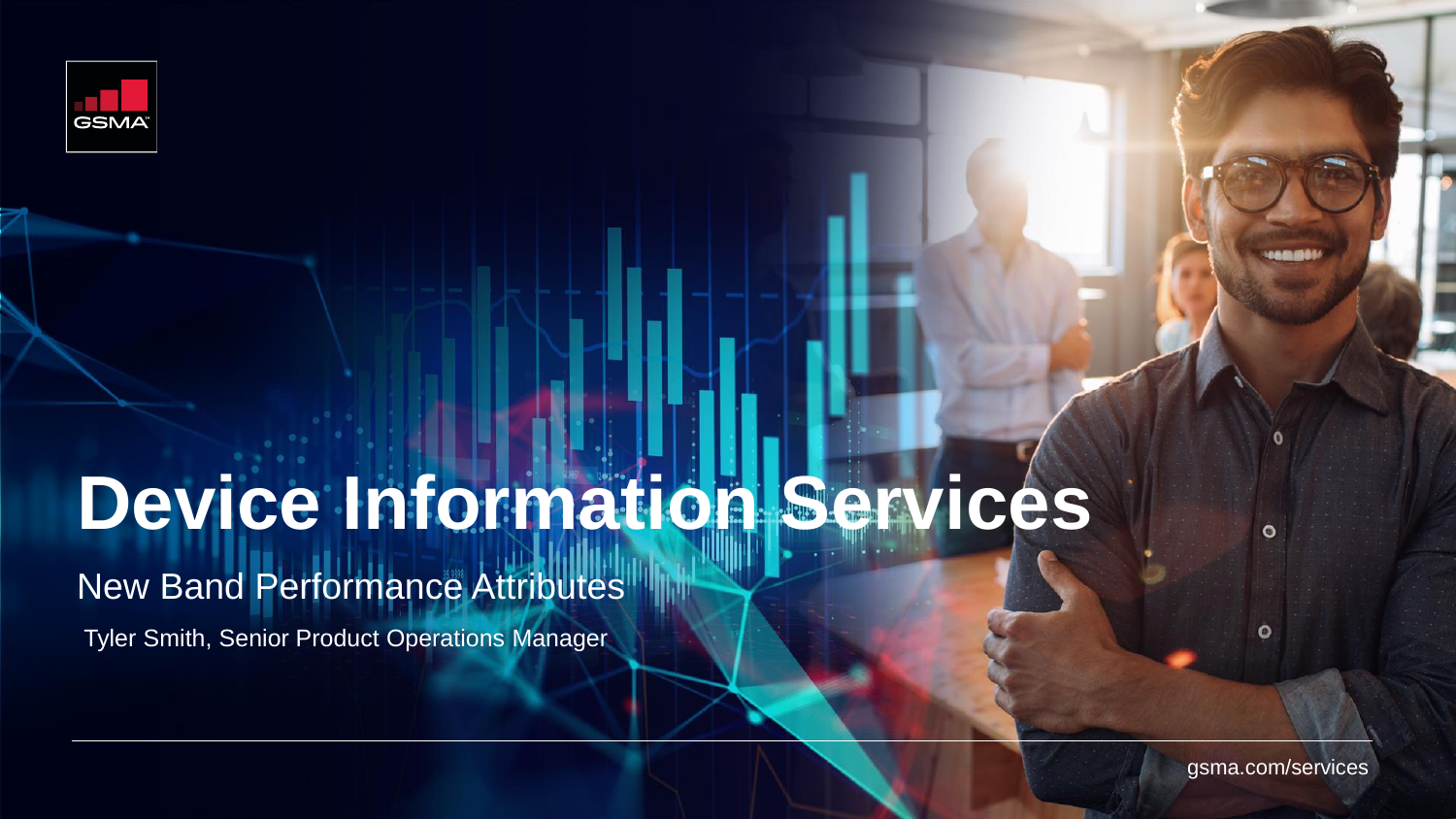# Device Information Services

## New Band Performance Attributes

Tyler Smith, Senior Product Operations Manager

gsma.com/services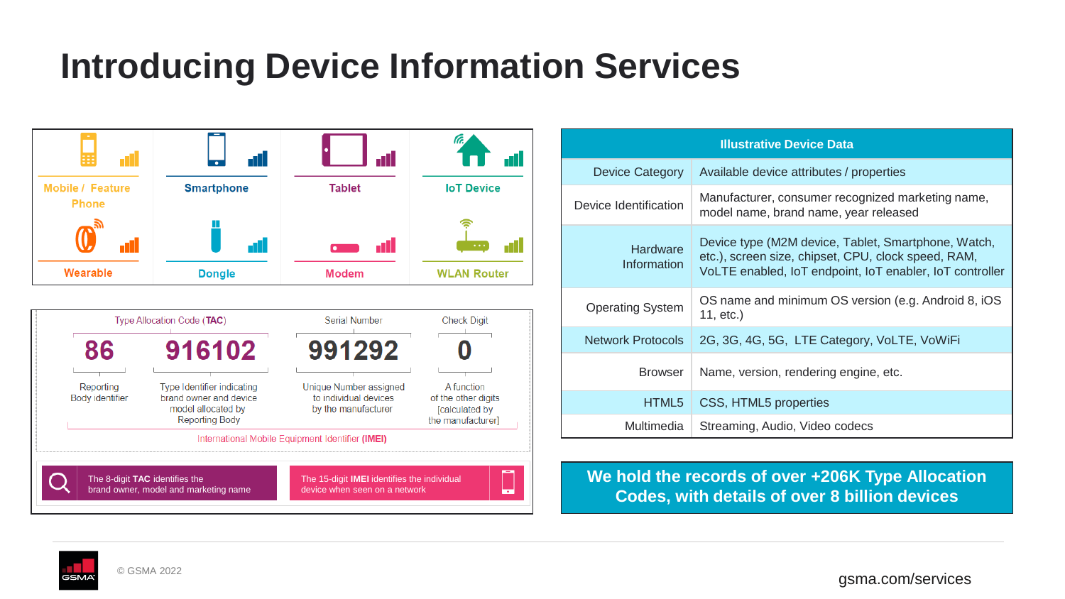# Introducing Device Information Services

Mobile / Feature Phone | Smartphone | Tablet | IoT Device

Wearable | Dongle | Modem | WLAN Router

| Type Allocation Code (TAC) | | Serial Number | Check Digit |
|---|---|---|---|
| 86 | 916102 | 991292 | 0 |
| Reporting Body identifier | Type Identifier indicating brand owner and device model allocated by Reporting Body | Unique Number assigned to individual devices by the manufacturer | A function of the other digits [calculated by the manufacturer] |

International Mobile Equipment Identifier (IMEI)

The 8-digit **TAC** identifies the brand owner, model and marketing name

The 15-digit **IMEI** identifies the individual device when seen on a network

| Illustrative Device Data | |
|---|---|
| Device Category | Available device attributes / properties |
| Device Identification | Manufacturer, consumer recognized marketing name, model name, brand name, year released |
| Hardware Information | Device type (M2M device, Tablet, Smartphone, Watch, etc.), screen size, chipset, CPU, clock speed, RAM, VoLTE enabled, IoT endpoint, IoT enabler, IoT controller |
| Operating System | OS name and minimum OS version (e.g. Android 8, iOS 11, etc.) |
| Network Protocols | 2G, 3G, 4G, 5G, LTE Category, VoLTE, VoWiFi |
| Browser | Name, version, rendering engine, etc. |
| HTML5 | CSS, HTML5 properties |
| Multimedia | Streaming, Audio, Video codecs |

**We hold the records of over +206K Type Allocation Codes, with details of over 8 billion devices**

© GSMA 2022

gsma.com/services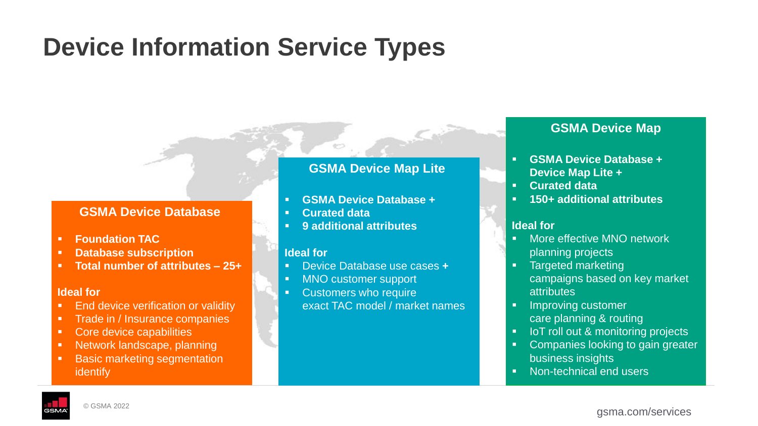# Device Information Service Types

## GSMA Device Database

- **Foundation TAC**
- **Database subscription**
- **Total number of attributes – 25+**

**Ideal for**

- End device verification or validity
- Trade in / Insurance companies
- Core device capabilities
- Network landscape, planning
- Basic marketing segmentation identify

## GSMA Device Map Lite

- **GSMA Device Database +**
- **Curated data**
- **9 additional attributes**

**Ideal for**

- Device Database use cases **+**
- MNO customer support
- Customers who require exact TAC model / market names

## GSMA Device Map

- **GSMA Device Database + Device Map Lite +**
- **Curated data**
- **150+ additional attributes**

**Ideal for**

- More effective MNO network planning projects
- Targeted marketing campaigns based on key market attributes
- Improving customer care planning & routing
- IoT roll out & monitoring projects
- Companies looking to gain greater business insights
- Non-technical end users

© GSMA 2022

gsma.com/services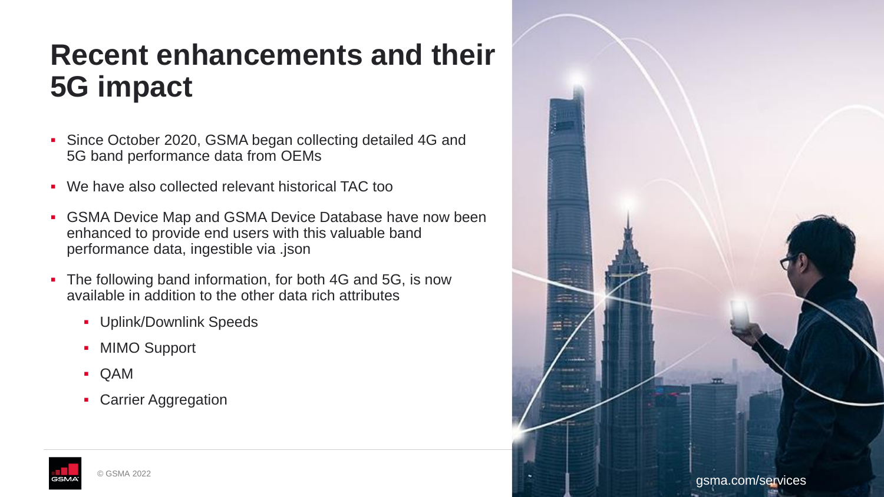# Recent enhancements and their 5G impact

- Since October 2020, GSMA began collecting detailed 4G and 5G band performance data from OEMs
- We have also collected relevant historical TAC too
- GSMA Device Map and GSMA Device Database have now been enhanced to provide end users with this valuable band performance data, ingestible via .json
- The following band information, for both 4G and 5G, is now available in addition to the other data rich attributes
  - Uplink/Downlink Speeds
  - MIMO Support
  - QAM
  - Carrier Aggregation

© GSMA 2022

gsma.com/services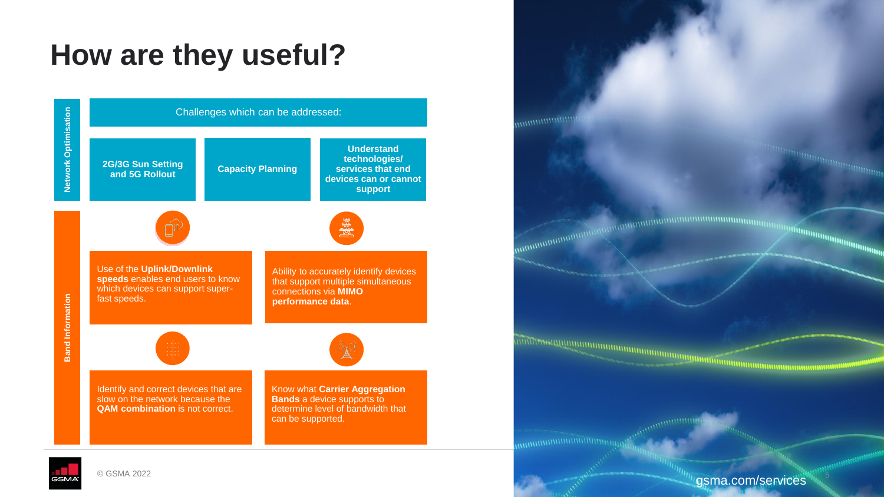# How are they useful?

## Network Optimisation

Challenges which can be addressed:

- **2G/3G Sun Setting and 5G Rollout**
- **Capacity Planning**
- **Understand technologies/ services that end devices can or cannot support**

## Band Information

- Use of the **Uplink/Downlink speeds** enables end users to know which devices can support super-fast speeds.
- Ability to accurately identify devices that support multiple simultaneous connections via **MIMO performance data**.
- Identify and correct devices that are slow on the network because the **QAM combination** is not correct.
- Know what **Carrier Aggregation Bands** a device supports to determine level of bandwidth that can be supported.

© GSMA 2022

gsma.com/services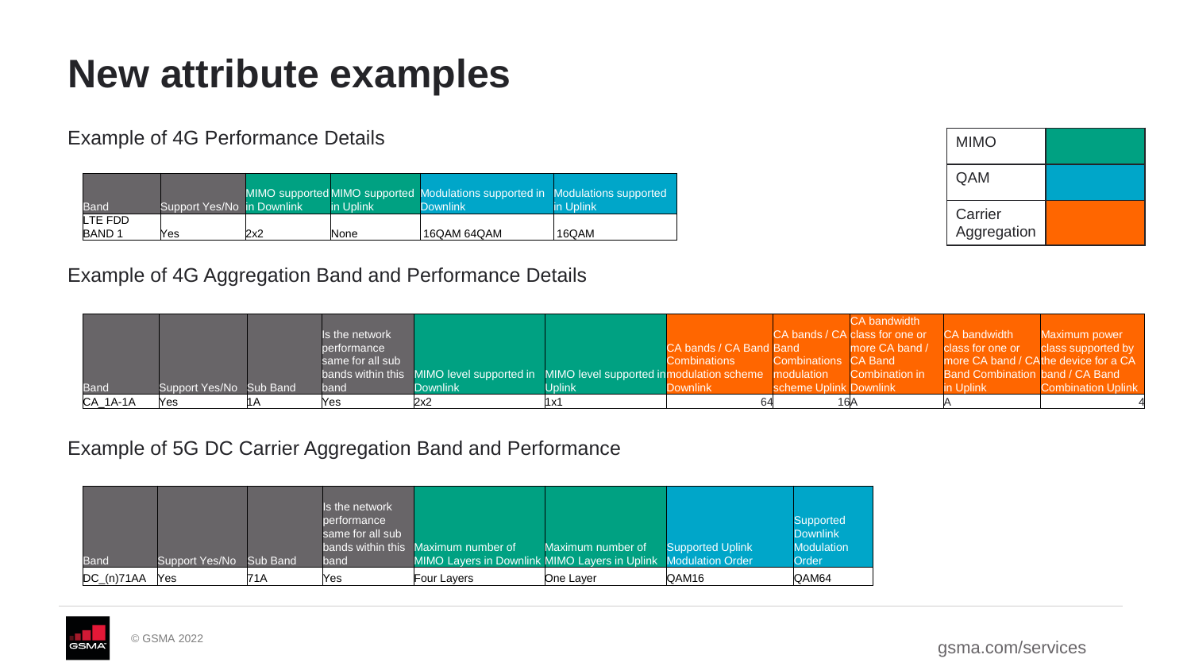# New attribute examples

| MIMO | |
|---|---|
| QAM | |
| Carrier Aggregation | |

Example of 4G Performance Details

| Band | Support Yes/No | MIMO supported in Downlink | MIMO supported in Uplink | Modulations supported in Downlink | Modulations supported in Uplink |
|---|---|---|---|---|---|
| LTE FDD BAND 1 | Yes | 2x2 | None | 16QAM 64QAM | 16QAM |

Example of 4G Aggregation Band and Performance Details

| Band | Support Yes/No | Sub Band | Is the network performance same for all sub bands within this band | MIMO level supported in Downlink | MIMO level supported in Uplink | CA bands / CA Band Combinations modulation scheme Downlink | CA bands / CA Band Combinations modulation scheme Uplink | CA bandwidth class for one or more CA band / CA Band Combination in Downlink | CA bandwidth class for one or more CA band / CA Band Combination in Uplink | Maximum power class supported by the device for a CA band / CA Band Combination Uplink |
|---|---|---|---|---|---|---|---|---|---|---|
| CA_1A-1A | Yes | 1A | Yes | 2x2 | 1x1 | 64 | 16 | A | A | 4 |

Example of 5G DC Carrier Aggregation Band and Performance

| Band | Support Yes/No | Sub Band | Is the network performance same for all sub bands within this band | Maximum number of MIMO Layers in Downlink | Maximum number of MIMO Layers in Uplink | Supported Uplink Modulation Order | Supported Downlink Modulation Order |
|---|---|---|---|---|---|---|---|
| DC_(n)71AA | Yes | 71A | Yes | Four Layers | One Layer | QAM16 | QAM64 |

© GSMA 2022

gsma.com/services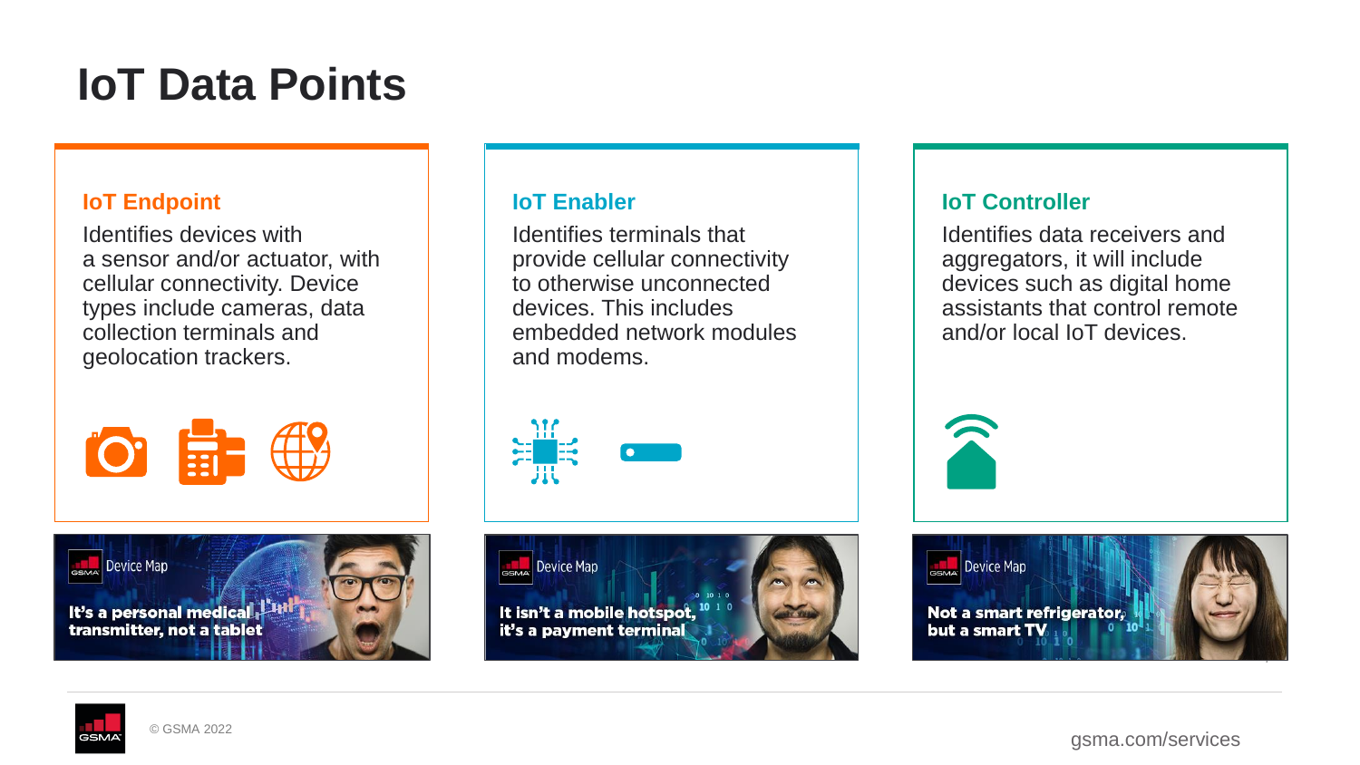# IoT Data Points

### IoT Endpoint

Identifies devices with a sensor and/or actuator, with cellular connectivity. Device types include cameras, data collection terminals and geolocation trackers.

Device Map

It's a personal medical transmitter, not a tablet

### IoT Enabler

Identifies terminals that provide cellular connectivity to otherwise unconnected devices. This includes embedded network modules and modems.

Device Map

It isn't a mobile hotspot, it's a payment terminal

### IoT Controller

Identifies data receivers and aggregators, it will include devices such as digital home assistants that control remote and/or local IoT devices.

Device Map

Not a smart refrigerator, but a smart TV

© GSMA 2022

gsma.com/services